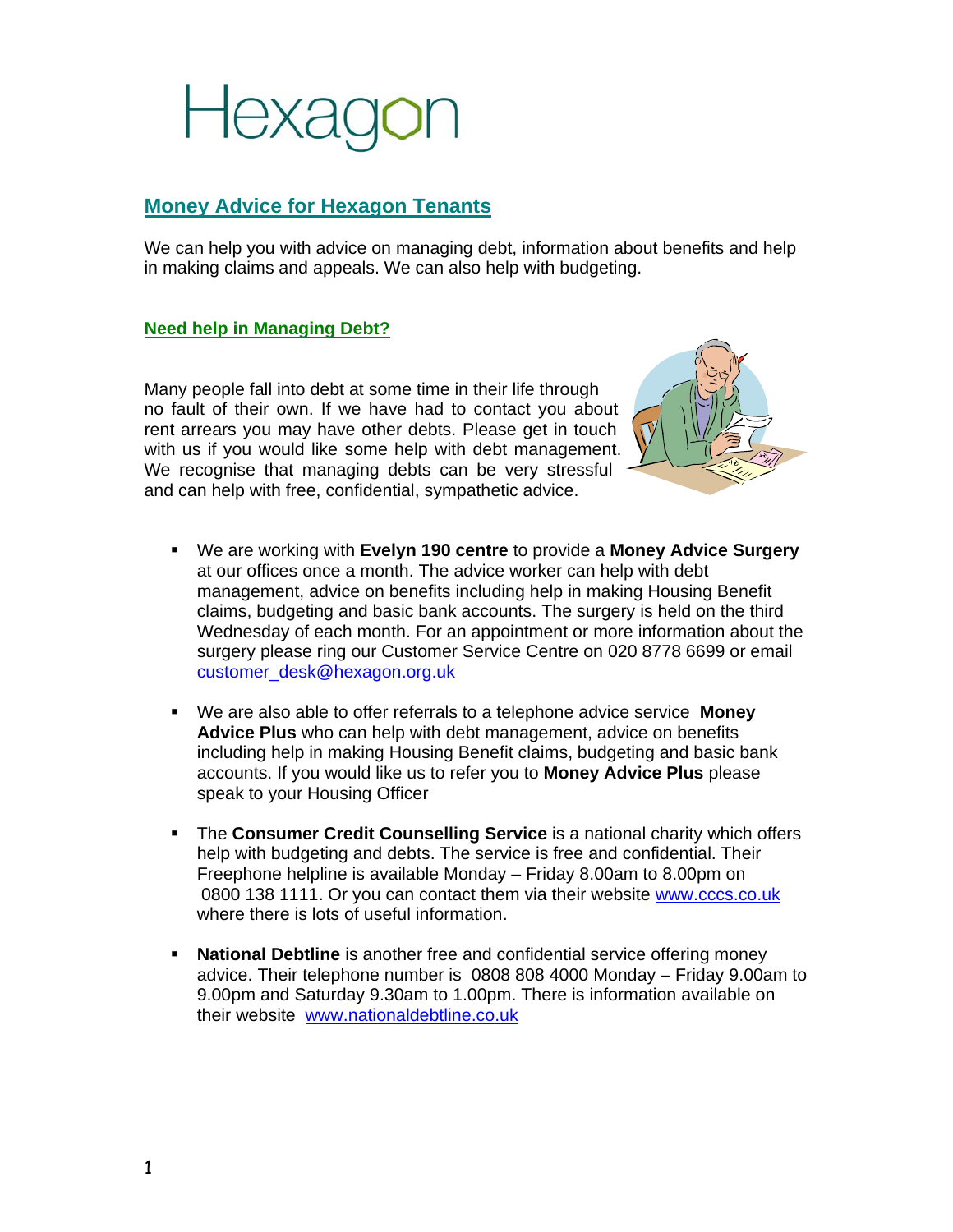# Hexagon

## Money Advice for Hexagon Tenants

We can help you with advice on managing debt, information about benefits and help in making claims and appeals. We can also help with budgeting.

### Need help in Managing Debt?

Many people fall into debt at some time in their life through no fault of their own. If we have had to contact you about rent arrears you may have other debts. Please get in touch with us if you would like some help with debt management. We recognise that managing debts can be very stressful and can help with free, confidential, sympathetic advice.

- We are working with **Evelyn 190 centre** to provide a **Money Advice Surgery** at our offices once a month. The advice worker can help with debt management, advice on benefits including help in making Housing Benefit claims, budgeting and basic bank accounts. The surgery is held on the third Wednesday of each month. For an appointment or more information about the surgery please ring our Customer Service Centre on 020 8778 6699 or email customer_desk@hexagon.org.uk

- We are also able to offer referrals to a telephone advice service **Money Advice Plus** who can help with debt management, advice on benefits including help in making Housing Benefit claims, budgeting and basic bank accounts. If you would like us to refer you to **Money Advice Plus** please speak to your Housing Officer

- The **Consumer Credit Counselling Service** is a national charity which offers help with budgeting and debts. The service is free and confidential. Their Freephone helpline is available Monday – Friday 8.00am to 8.00pm on 0800 138 1111. Or you can contact them via their website www.cccs.co.uk where there is lots of useful information.

- **National Debtline** is another free and confidential service offering money advice. Their telephone number is 0808 808 4000 Monday – Friday 9.00am to 9.00pm and Saturday 9.30am to 1.00pm. There is information available on their website www.nationaldebtline.co.uk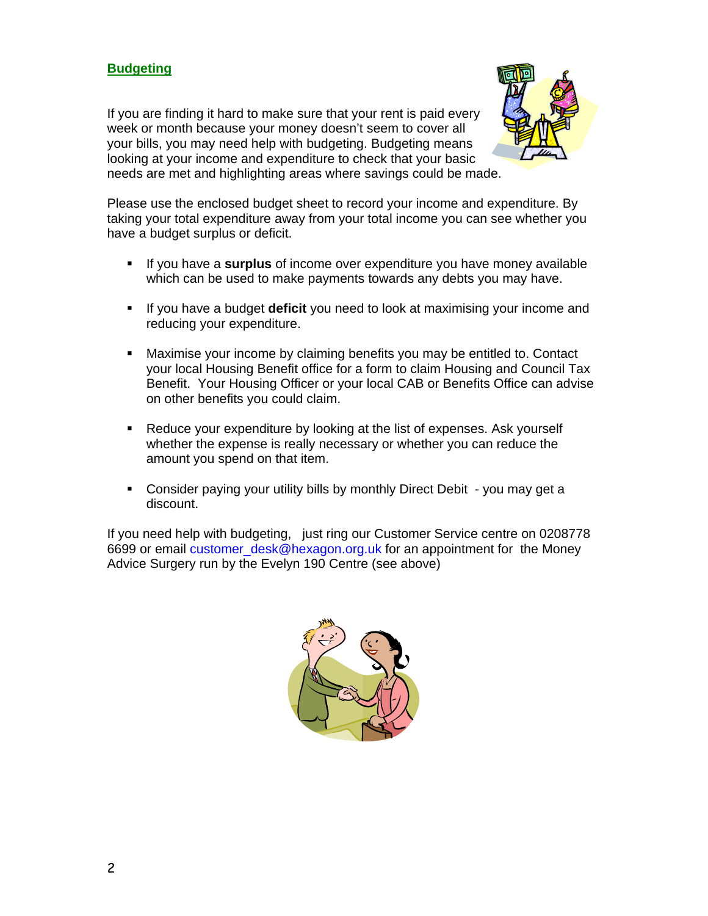## Budgeting

If you are finding it hard to make sure that your rent is paid every week or month because your money doesn't seem to cover all your bills, you may need help with budgeting. Budgeting means looking at your income and expenditure to check that your basic needs are met and highlighting areas where savings could be made.

Please use the enclosed budget sheet to record your income and expenditure. By taking your total expenditure away from your total income you can see whether you have a budget surplus or deficit.

- If you have a **surplus** of income over expenditure you have money available which can be used to make payments towards any debts you may have.
- If you have a budget **deficit** you need to look at maximising your income and reducing your expenditure.
- Maximise your income by claiming benefits you may be entitled to. Contact your local Housing Benefit office for a form to claim Housing and Council Tax Benefit. Your Housing Officer or your local CAB or Benefits Office can advise on other benefits you could claim.
- Reduce your expenditure by looking at the list of expenses. Ask yourself whether the expense is really necessary or whether you can reduce the amount you spend on that item.
- Consider paying your utility bills by monthly Direct Debit - you may get a discount.

If you need help with budgeting, just ring our Customer Service centre on 0208778 6699 or email customer_desk@hexagon.org.uk for an appointment for the Money Advice Surgery run by the Evelyn 190 Centre (see above)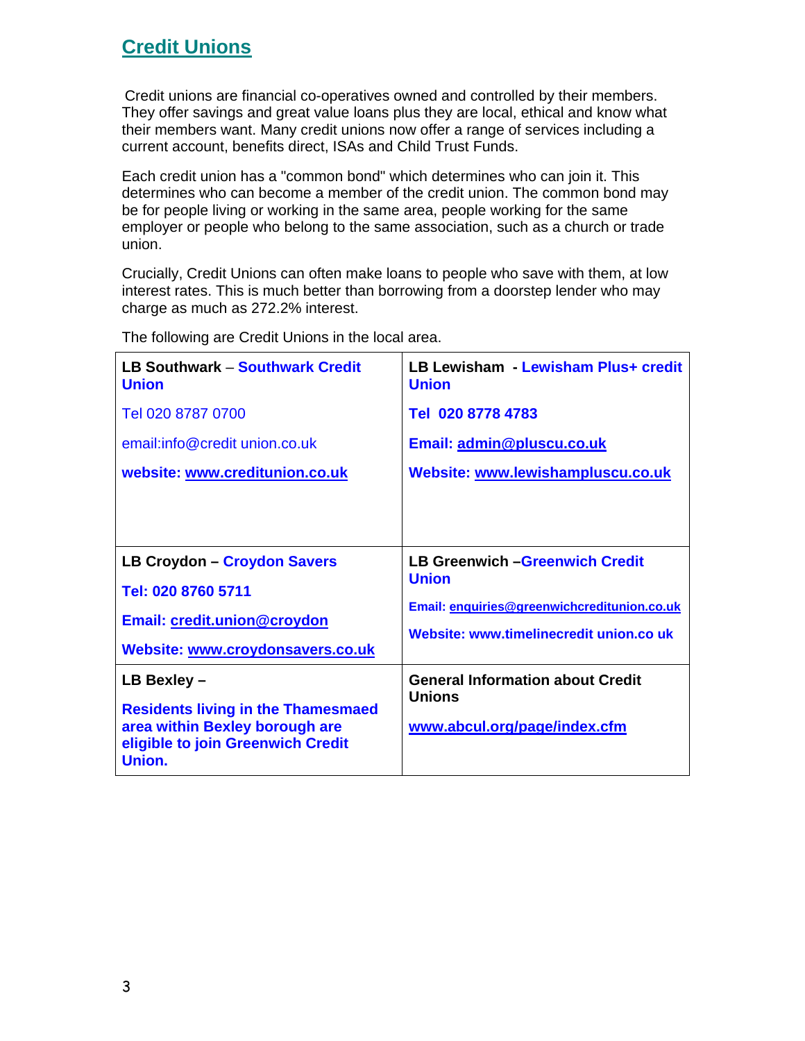## Credit Unions

Credit unions are financial co-operatives owned and controlled by their members. They offer savings and great value loans plus they are local, ethical and know what their members want. Many credit unions now offer a range of services including a current account, benefits direct, ISAs and Child Trust Funds.

Each credit union has a "common bond" which determines who can join it. This determines who can become a member of the credit union. The common bond may be for people living or working in the same area, people working for the same employer or people who belong to the same association, such as a church or trade union.

Crucially, Credit Unions can often make loans to people who save with them, at low interest rates. This is much better than borrowing from a doorstep lender who may charge as much as 272.2% interest.

The following are Credit Unions in the local area.

| | |
|---|---|
| **LB Southwark** – **Southwark Credit Union**<br><br>Tel 020 8787 0700<br><br>email:info@credit union.co.uk<br><br>**website: www.creditunion.co.uk** | **LB Lewisham - Lewisham Plus+ credit Union**<br><br>**Tel 020 8778 4783**<br><br>**Email: admin@pluscu.co.uk**<br><br>**Website: www.lewishampluscu.co.uk** |
| **LB Croydon – Croydon Savers**<br><br>**Tel: 020 8760 5711**<br><br>**Email: credit.union@croydon**<br><br>**Website: www.croydonsavers.co.uk** | **LB Greenwich –Greenwich Credit Union**<br><br>**Email: enquiries@greenwichcreditunion.co.uk**<br><br>**Website: www.timelinecredit union.co uk** |
| **LB Bexley –**<br><br>**Residents living in the Thamesmaed area within Bexley borough are eligible to join Greenwich Credit Union.** | **General Information about Credit Unions**<br><br>**www.abcul.org/page/index.cfm** |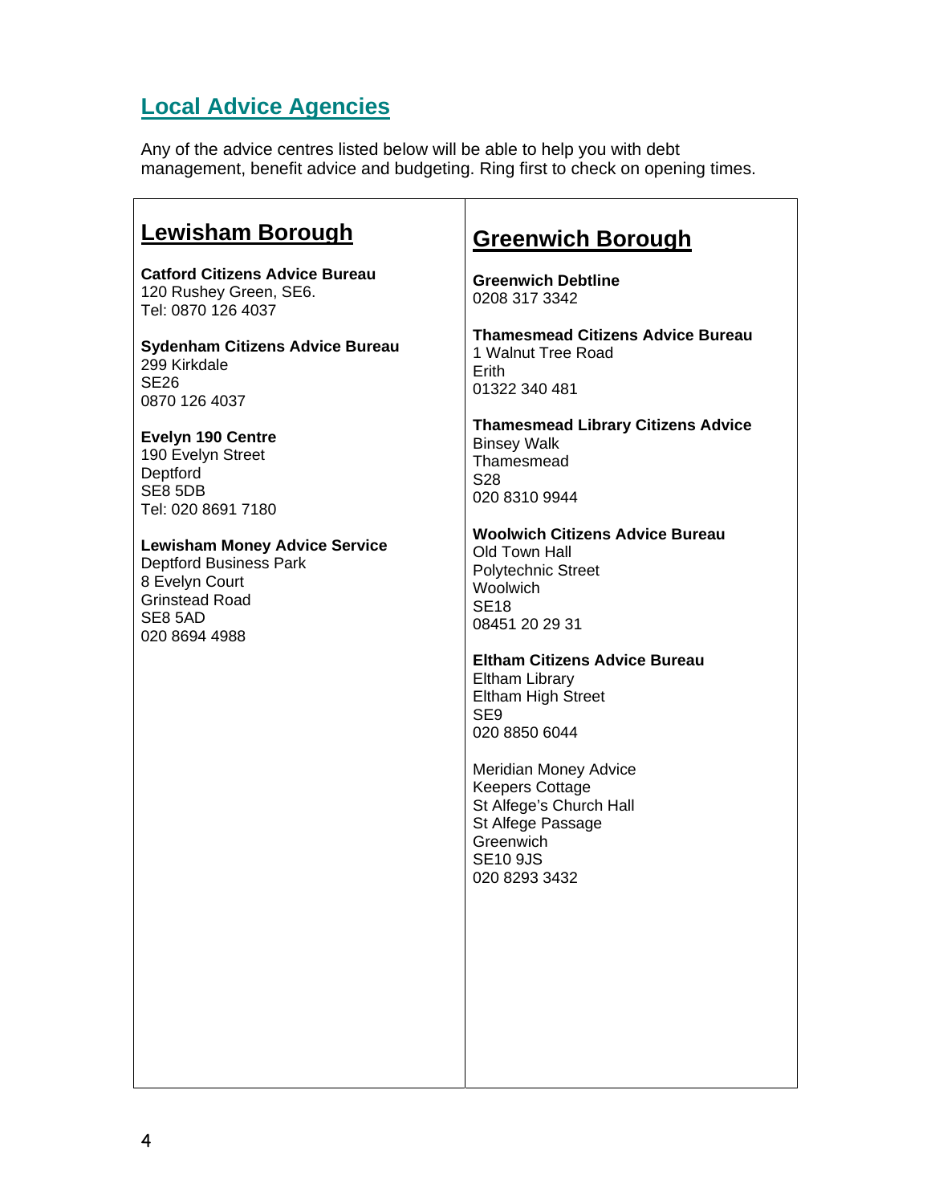## Local Advice Agencies

Any of the advice centres listed below will be able to help you with debt management, benefit advice and budgeting. Ring first to check on opening times.

### Lewisham Borough

**Catford Citizens Advice Bureau**
120 Rushey Green, SE6.
Tel: 0870 126 4037

**Sydenham Citizens Advice Bureau**
299 Kirkdale
SE26
0870 126 4037

**Evelyn 190 Centre**
190 Evelyn Street
Deptford
SE8 5DB
Tel: 020 8691 7180

**Lewisham Money Advice Service**
Deptford Business Park
8 Evelyn Court
Grinstead Road
SE8 5AD
020 8694 4988

### Greenwich Borough

**Greenwich Debtline**
0208 317 3342

**Thamesmead Citizens Advice Bureau**
1 Walnut Tree Road
Erith
01322 340 481

**Thamesmead Library Citizens Advice**
Binsey Walk
Thamesmead
S28
020 8310 9944

**Woolwich Citizens Advice Bureau**
Old Town Hall
Polytechnic Street
Woolwich
SE18
08451 20 29 31

**Eltham Citizens Advice Bureau**
Eltham Library
Eltham High Street
SE9
020 8850 6044

Meridian Money Advice
Keepers Cottage
St Alfege's Church Hall
St Alfege Passage
Greenwich
SE10 9JS
020 8293 3432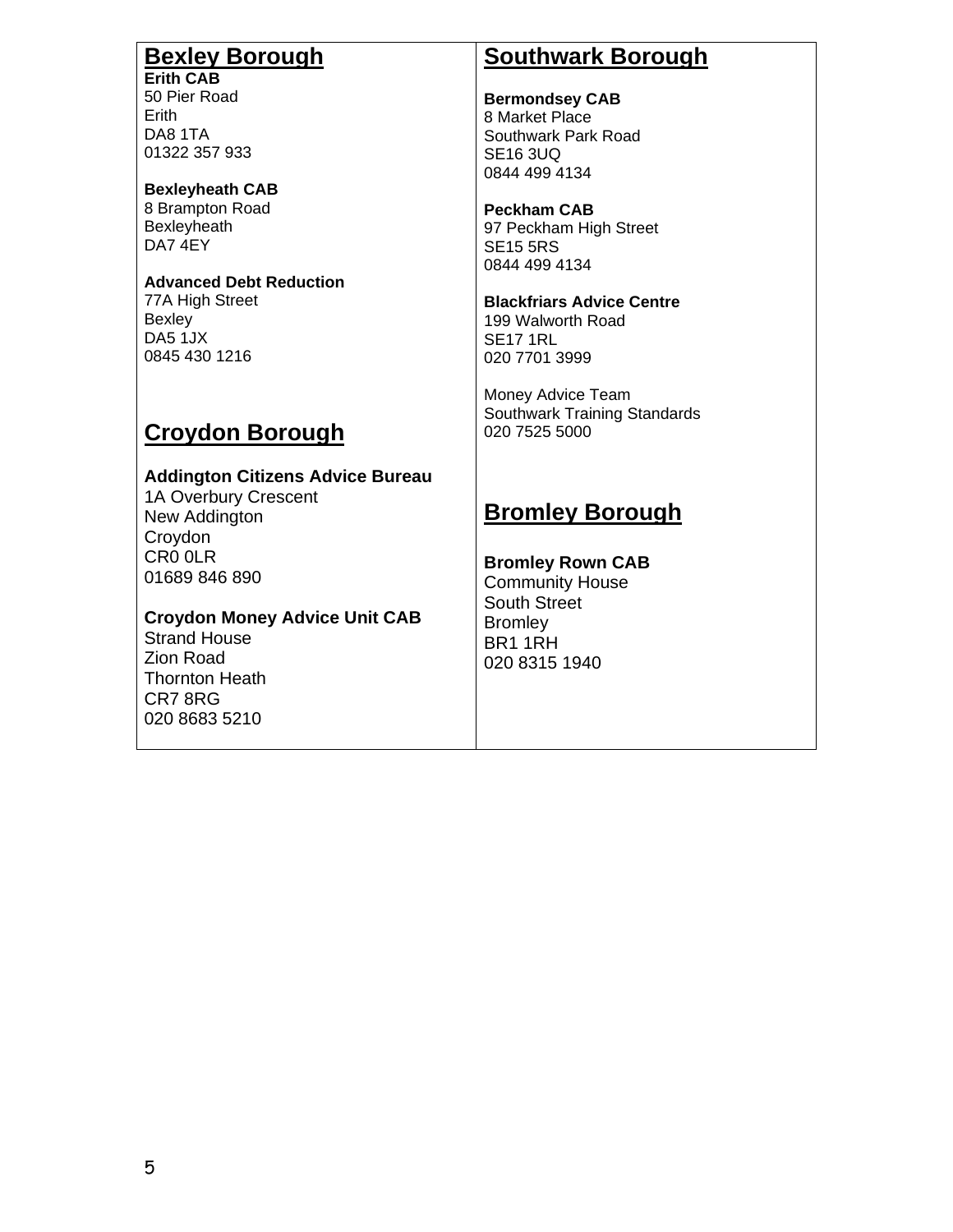## Bexley Borough

**Erith CAB**
50 Pier Road
Erith
DA8 1TA
01322 357 933

**Bexleyheath CAB**
8 Brampton Road
Bexleyheath
DA7 4EY

**Advanced Debt Reduction**
77A High Street
Bexley
DA5 1JX
0845 430 1216

## Croydon Borough

**Addington Citizens Advice Bureau**
1A Overbury Crescent
New Addington
Croydon
CR0 0LR
01689 846 890

**Croydon Money Advice Unit CAB**
Strand House
Zion Road
Thornton Heath
CR7 8RG
020 8683 5210

## Southwark Borough

**Bermondsey CAB**
8 Market Place
Southwark Park Road
SE16 3UQ
0844 499 4134

**Peckham CAB**
97 Peckham High Street
SE15 5RS
0844 499 4134

**Blackfriars Advice Centre**
199 Walworth Road
SE17 1RL
020 7701 3999

Money Advice Team
Southwark Training Standards
020 7525 5000

## Bromley Borough

**Bromley Rown CAB**
Community House
South Street
Bromley
BR1 1RH
020 8315 1940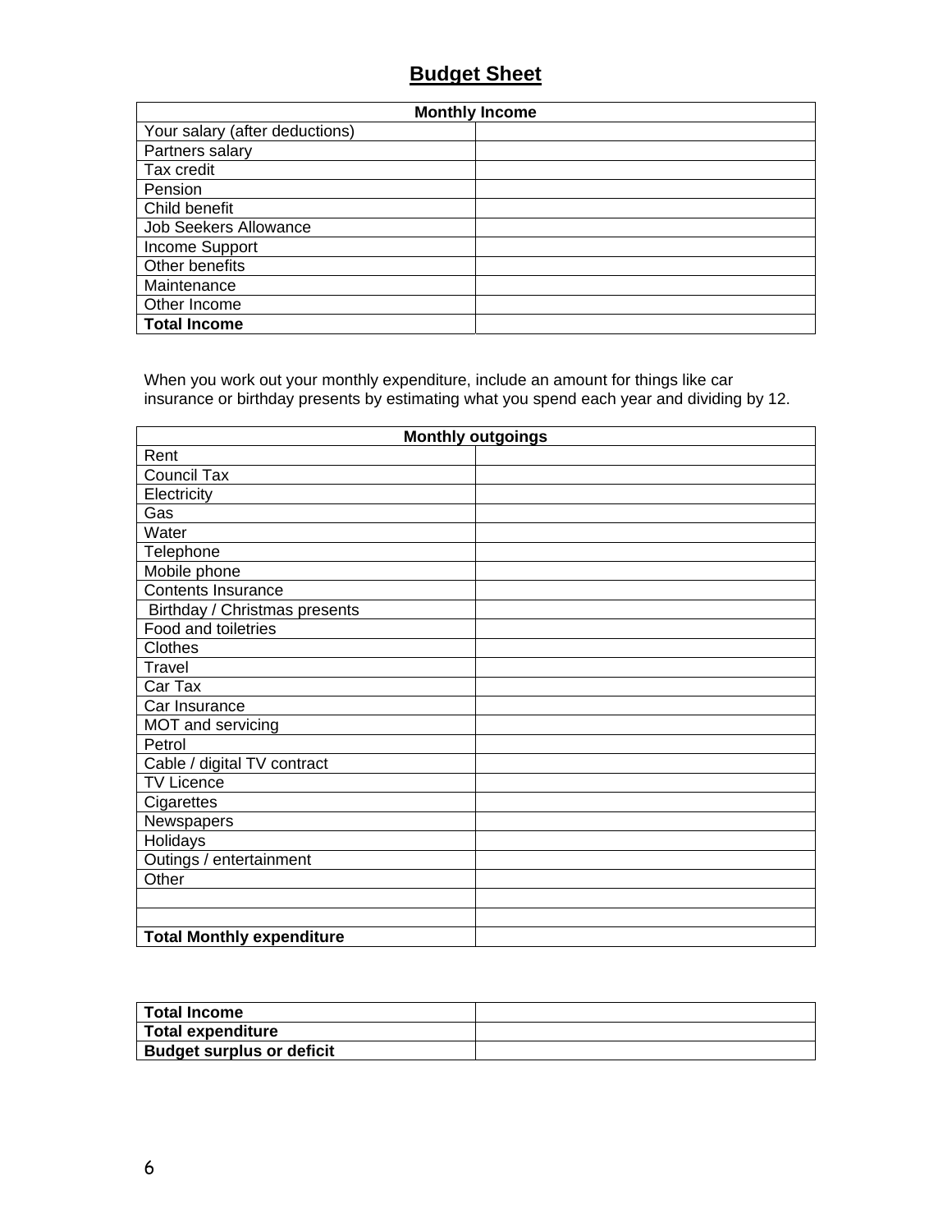# Budget Sheet

| Monthly Income | |
|---|---|
| Your salary (after deductions) | |
| Partners salary | |
| Tax credit | |
| Pension | |
| Child benefit | |
| Job Seekers Allowance | |
| Income Support | |
| Other benefits | |
| Maintenance | |
| Other Income | |
| **Total Income** | |

When you work out your monthly expenditure, include an amount for things like car insurance or birthday presents by estimating what you spend each year and dividing by 12.

| Monthly outgoings | |
|---|---|
| Rent | |
| Council Tax | |
| Electricity | |
| Gas | |
| Water | |
| Telephone | |
| Mobile phone | |
| Contents Insurance | |
| Birthday / Christmas presents | |
| Food and toiletries | |
| Clothes | |
| Travel | |
| Car Tax | |
| Car Insurance | |
| MOT and servicing | |
| Petrol | |
| Cable / digital TV contract | |
| TV Licence | |
| Cigarettes | |
| Newspapers | |
| Holidays | |
| Outings / entertainment | |
| Other | |
| | |
| | |
| **Total Monthly expenditure** | |

| | |
|---|---|
| **Total Income** | |
| **Total expenditure** | |
| **Budget surplus or deficit** | |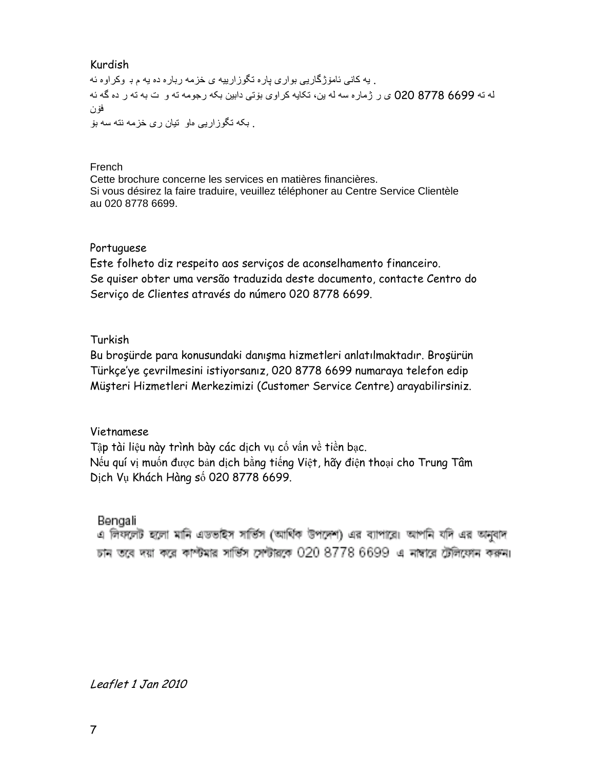Kurdish

. یه کانی ئامۆژگاریی بواری پاره تگوزارییه ی خزمه رباره ده یه م ﺑ وکراوه ئه

له ته 6699 8778 020 ی ر ژماره سه له ین، تکایه کراوی بۆتی دابین بکه رجومه ته و ت به ته ر ده گه ئه فۆن

. بکه تگوزاریی ماو تیان ری خزمه نته سه بۆ

French

Cette brochure concerne les services en matières financières.
Si vous désirez la faire traduire, veuillez téléphoner au Centre Service Clientèle au 020 8778 6699.

Portuguese

Este folheto diz respeito aos serviços de aconselhamento financeiro.
Se quiser obter uma versão traduzida deste documento, contacte Centro do Serviço de Clientes através do número 020 8778 6699.

Turkish

Bu broşürde para konusundaki danışma hizmetleri anlatılmaktadır. Broşürün Türkçe'ye çevrilmesini istiyorsanız, 020 8778 6699 numaraya telefon edip Müşteri Hizmetleri Merkezimizi (Customer Service Centre) arayabilirsiniz.

Vietnamese

Tập tài liệu này trình bày các dịch vụ cố vấn về tiền bạc.
Nếu quí vị muốn được bản dịch bằng tiếng Việt, hãy điện thoại cho Trung Tâm Dịch Vụ Khách Hàng số 020 8778 6699.

Bengali

এ লিফলেট হলো মানি এডভাইস সার্ভিস (আর্থিক উপদেশ) এর ব্যাপারে। আপনি যদি এর অনুবাদ চান তবে দয়া করে কাস্টমার সার্ভিস সেন্টারকে 020 8778 6699 এ নাম্বারে টেলিফোন করুন।

*Leaflet 1 Jan 2010*